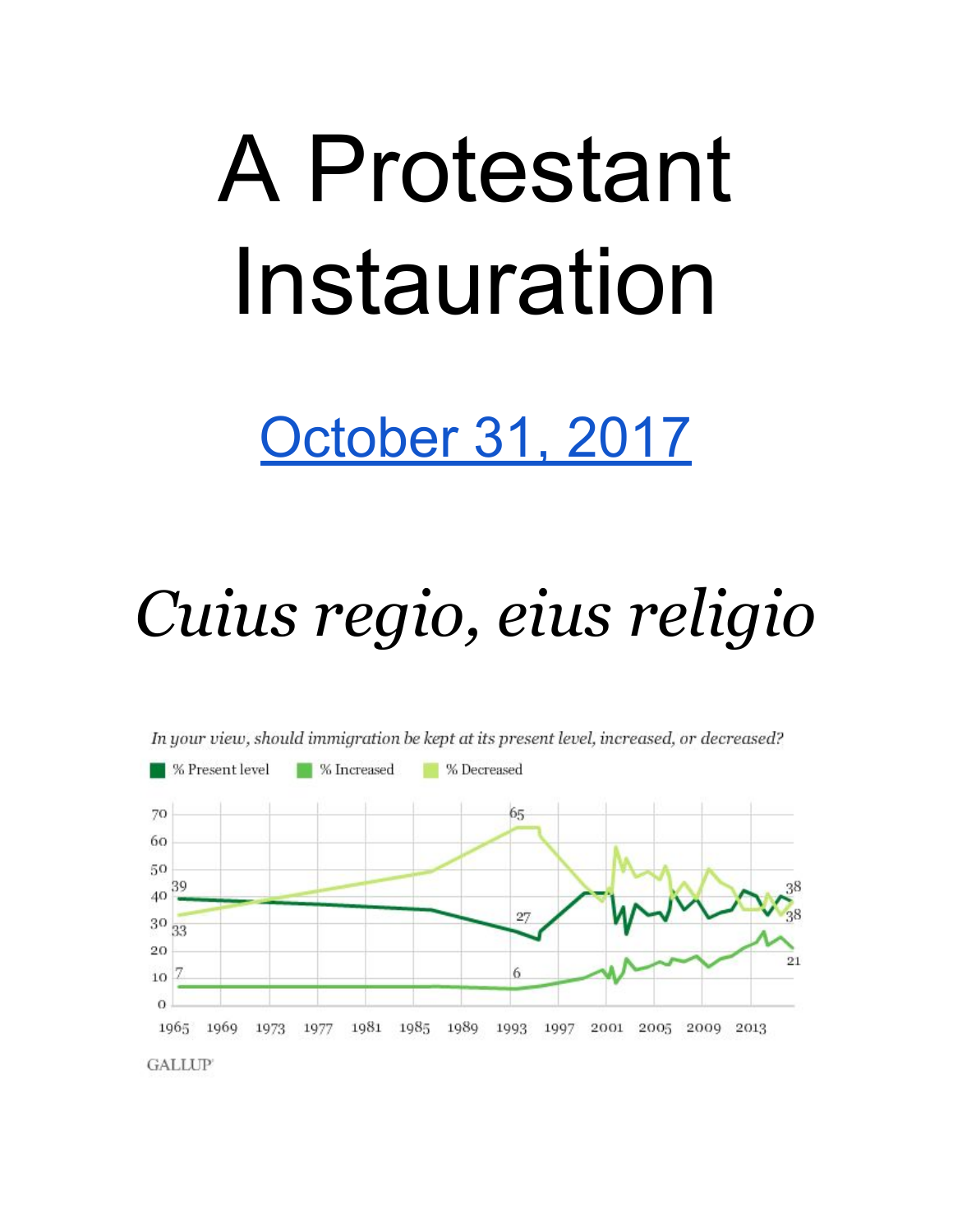# A Protestant Instauration

[October 31, 2017]()

## *Cuius regio, eius religio*

*In your view, should immigration be kept at its present level, increased, or decreased?*

% Present level | % Increased | % Decreased

GALLUP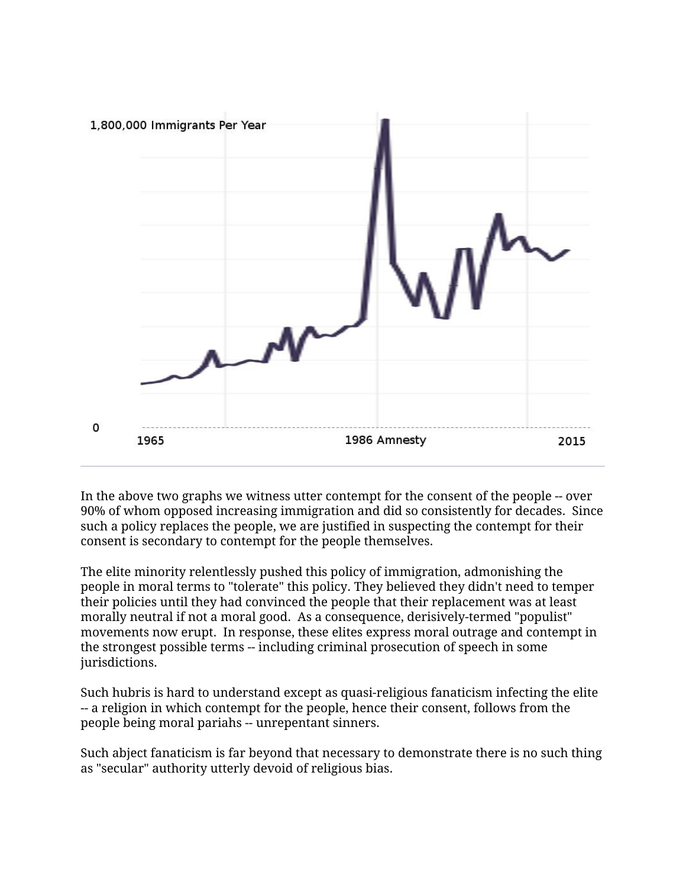In the above two graphs we witness utter contempt for the consent of the people -- over 90% of whom opposed increasing immigration and did so consistently for decades. Since such a policy replaces the people, we are justified in suspecting the contempt for their consent is secondary to contempt for the people themselves.

The elite minority relentlessly pushed this policy of immigration, admonishing the people in moral terms to "tolerate" this policy. They believed they didn't need to temper their policies until they had convinced the people that their replacement was at least morally neutral if not a moral good. As a consequence, derisively-termed "populist" movements now erupt. In response, these elites express moral outrage and contempt in the strongest possible terms -- including criminal prosecution of speech in some jurisdictions.

Such hubris is hard to understand except as quasi-religious fanaticism infecting the elite -- a religion in which contempt for the people, hence their consent, follows from the people being moral pariahs -- unrepentant sinners.

Such abject fanaticism is far beyond that necessary to demonstrate there is no such thing as "secular" authority utterly devoid of religious bias.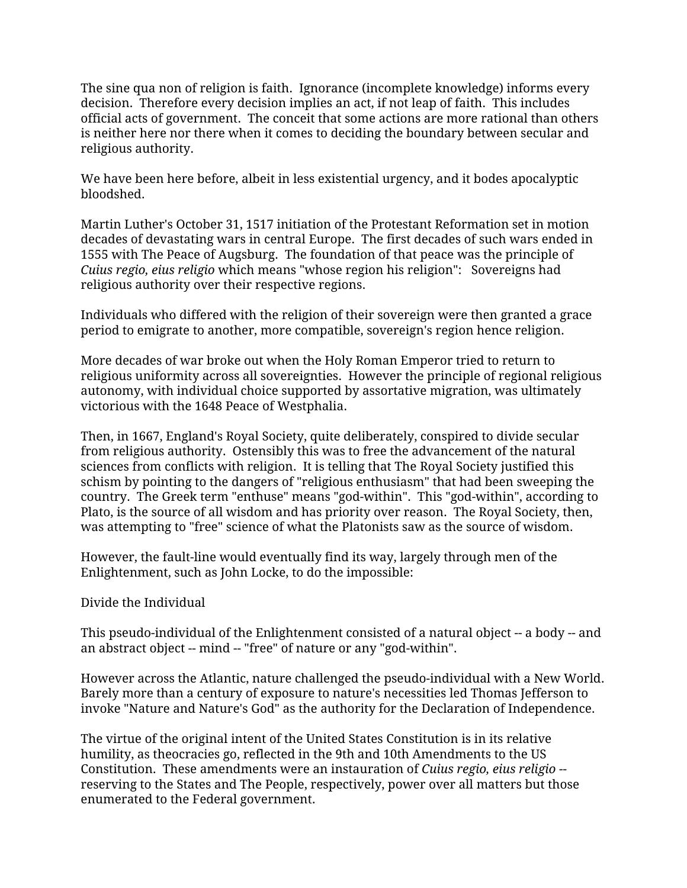The sine qua non of religion is faith. Ignorance (incomplete knowledge) informs every decision. Therefore every decision implies an act, if not leap of faith. This includes official acts of government. The conceit that some actions are more rational than others is neither here nor there when it comes to deciding the boundary between secular and religious authority.

We have been here before, albeit in less existential urgency, and it bodes apocalyptic bloodshed.

Martin Luther's October 31, 1517 initiation of the Protestant Reformation set in motion decades of devastating wars in central Europe. The first decades of such wars ended in 1555 with The Peace of Augsburg. The foundation of that peace was the principle of *Cuius regio, eius religio* which means "whose region his religion": Sovereigns had religious authority over their respective regions.

Individuals who differed with the religion of their sovereign were then granted a grace period to emigrate to another, more compatible, sovereign's region hence religion.

More decades of war broke out when the Holy Roman Emperor tried to return to religious uniformity across all sovereignties. However the principle of regional religious autonomy, with individual choice supported by assortative migration, was ultimately victorious with the 1648 Peace of Westphalia.

Then, in 1667, England's Royal Society, quite deliberately, conspired to divide secular from religious authority. Ostensibly this was to free the advancement of the natural sciences from conflicts with religion. It is telling that The Royal Society justified this schism by pointing to the dangers of "religious enthusiasm" that had been sweeping the country. The Greek term "enthuse" means "god-within". This "god-within", according to Plato, is the source of all wisdom and has priority over reason. The Royal Society, then, was attempting to "free" science of what the Platonists saw as the source of wisdom.

However, the fault-line would eventually find its way, largely through men of the Enlightenment, such as John Locke, to do the impossible:

Divide the Individual

This pseudo-individual of the Enlightenment consisted of a natural object -- a body -- and an abstract object -- mind -- "free" of nature or any "god-within".

However across the Atlantic, nature challenged the pseudo-individual with a New World. Barely more than a century of exposure to nature's necessities led Thomas Jefferson to invoke "Nature and Nature's God" as the authority for the Declaration of Independence.

The virtue of the original intent of the United States Constitution is in its relative humility, as theocracies go, reflected in the 9th and 10th Amendments to the US Constitution. These amendments were an instauration of *Cuius regio, eius religio* -- reserving to the States and The People, respectively, power over all matters but those enumerated to the Federal government.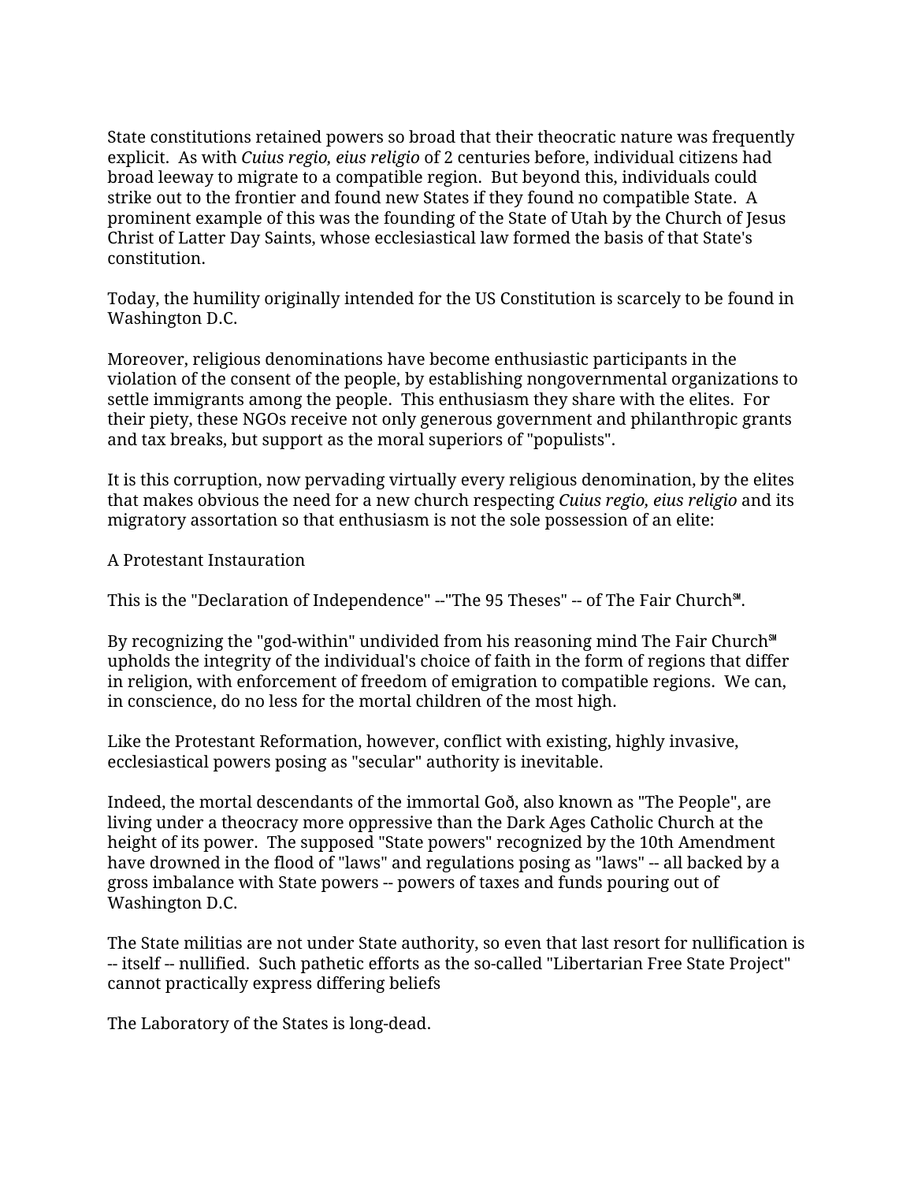State constitutions retained powers so broad that their theocratic nature was frequently explicit. As with *Cuius regio, eius religio* of 2 centuries before, individual citizens had broad leeway to migrate to a compatible region. But beyond this, individuals could strike out to the frontier and found new States if they found no compatible State. A prominent example of this was the founding of the State of Utah by the Church of Jesus Christ of Latter Day Saints, whose ecclesiastical law formed the basis of that State's constitution.

Today, the humility originally intended for the US Constitution is scarcely to be found in Washington D.C.

Moreover, religious denominations have become enthusiastic participants in the violation of the consent of the people, by establishing nongovernmental organizations to settle immigrants among the people. This enthusiasm they share with the elites. For their piety, these NGOs receive not only generous government and philanthropic grants and tax breaks, but support as the moral superiors of "populists".

It is this corruption, now pervading virtually every religious denomination, by the elites that makes obvious the need for a new church respecting *Cuius regio, eius religio* and its migratory assortation so that enthusiasm is not the sole possession of an elite:

A Protestant Instauration

This is the "Declaration of Independence" --"The 95 Theses" -- of The Fair Church℠.

By recognizing the "god-within" undivided from his reasoning mind The Fair Church℠ upholds the integrity of the individual's choice of faith in the form of regions that differ in religion, with enforcement of freedom of emigration to compatible regions. We can, in conscience, do no less for the mortal children of the most high.

Like the Protestant Reformation, however, conflict with existing, highly invasive, ecclesiastical powers posing as "secular" authority is inevitable.

Indeed, the mortal descendants of the immortal Goð, also known as "The People", are living under a theocracy more oppressive than the Dark Ages Catholic Church at the height of its power. The supposed "State powers" recognized by the 10th Amendment have drowned in the flood of "laws" and regulations posing as "laws" -- all backed by a gross imbalance with State powers -- powers of taxes and funds pouring out of Washington D.C.

The State militias are not under State authority, so even that last resort for nullification is -- itself -- nullified. Such pathetic efforts as the so-called "Libertarian Free State Project" cannot practically express differing beliefs

The Laboratory of the States is long-dead.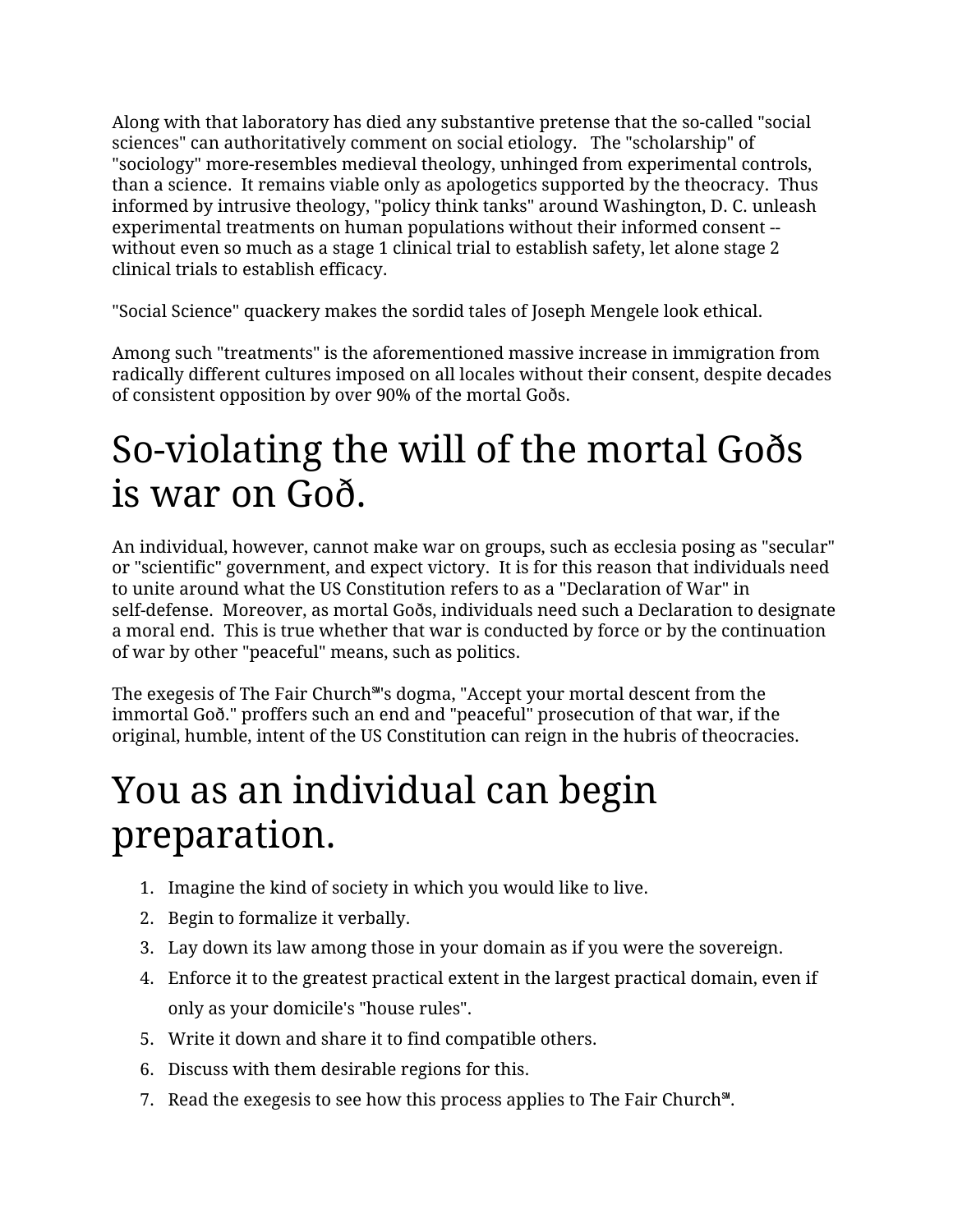Along with that laboratory has died any substantive pretense that the so-called "social sciences" can authoritatively comment on social etiology. The "scholarship" of "sociology" more-resembles medieval theology, unhinged from experimental controls, than a science. It remains viable only as apologetics supported by the theocracy. Thus informed by intrusive theology, "policy think tanks" around Washington, D. C. unleash experimental treatments on human populations without their informed consent -- without even so much as a stage 1 clinical trial to establish safety, let alone stage 2 clinical trials to establish efficacy.

"Social Science" quackery makes the sordid tales of Joseph Mengele look ethical.

Among such "treatments" is the aforementioned massive increase in immigration from radically different cultures imposed on all locales without their consent, despite decades of consistent opposition by over 90% of the mortal Goðs.

# So-violating the will of the mortal Goðs is war on Goð.

An individual, however, cannot make war on groups, such as ecclesia posing as "secular" or "scientific" government, and expect victory. It is for this reason that individuals need to unite around what the US Constitution refers to as a "Declaration of War" in self-defense. Moreover, as mortal Goðs, individuals need such a Declaration to designate a moral end. This is true whether that war is conducted by force or by the continuation of war by other "peaceful" means, such as politics.

The exegesis of The Fair Church℠'s dogma, "Accept your mortal descent from the immortal Goð." proffers such an end and "peaceful" prosecution of that war, if the original, humble, intent of the US Constitution can reign in the hubris of theocracies.

# You as an individual can begin preparation.

1. Imagine the kind of society in which you would like to live.
2. Begin to formalize it verbally.
3. Lay down its law among those in your domain as if you were the sovereign.
4. Enforce it to the greatest practical extent in the largest practical domain, even if only as your domicile's "house rules".
5. Write it down and share it to find compatible others.
6. Discuss with them desirable regions for this.
7. Read the exegesis to see how this process applies to The Fair Church℠.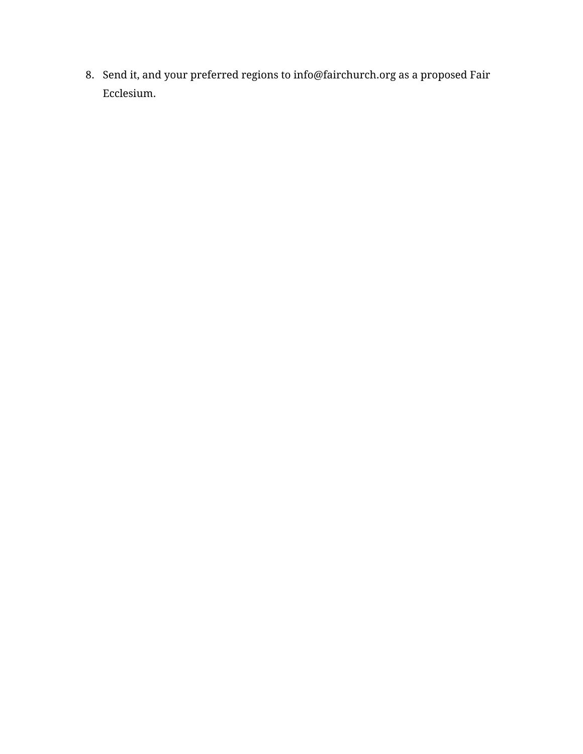8. Send it, and your preferred regions to info@fairchurch.org as a proposed Fair Ecclesium.